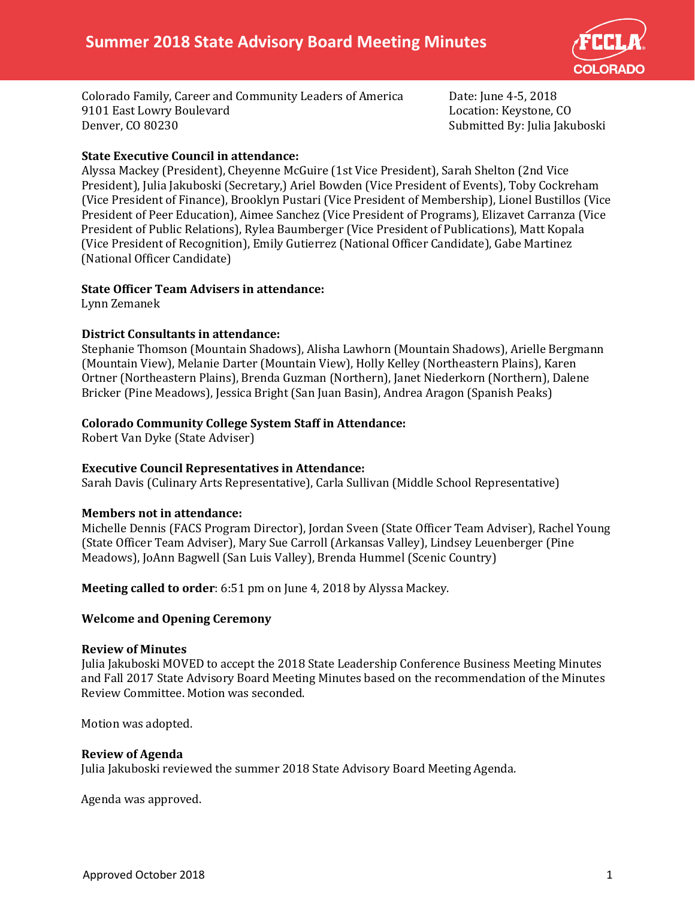# Summer 2018 State Advisory Board Meeting Minutes

Colorado Family, Career and Community Leaders of America
9101 East Lowry Boulevard
Denver, CO 80230

Date: June 4-5, 2018
Location: Keystone, CO
Submitted By: Julia Jakuboski

**State Executive Council in attendance:**
Alyssa Mackey (President), Cheyenne McGuire (1st Vice President), Sarah Shelton (2nd Vice President), Julia Jakuboski (Secretary,) Ariel Bowden (Vice President of Events), Toby Cockreham (Vice President of Finance), Brooklyn Pustari (Vice President of Membership), Lionel Bustillos (Vice President of Peer Education), Aimee Sanchez (Vice President of Programs), Elizavet Carranza (Vice President of Public Relations), Rylea Baumberger (Vice President of Publications), Matt Kopala (Vice President of Recognition), Emily Gutierrez (National Officer Candidate), Gabe Martinez (National Officer Candidate)

**State Officer Team Advisers in attendance:**
Lynn Zemanek

**District Consultants in attendance:**
Stephanie Thomson (Mountain Shadows), Alisha Lawhorn (Mountain Shadows), Arielle Bergmann (Mountain View), Melanie Darter (Mountain View), Holly Kelley (Northeastern Plains), Karen Ortner (Northeastern Plains), Brenda Guzman (Northern), Janet Niederkorn (Northern), Dalene Bricker (Pine Meadows), Jessica Bright (San Juan Basin), Andrea Aragon (Spanish Peaks)

**Colorado Community College System Staff in Attendance:**
Robert Van Dyke (State Adviser)

**Executive Council Representatives in Attendance:**
Sarah Davis (Culinary Arts Representative), Carla Sullivan (Middle School Representative)

**Members not in attendance:**
Michelle Dennis (FACS Program Director), Jordan Sveen (State Officer Team Adviser), Rachel Young (State Officer Team Adviser), Mary Sue Carroll (Arkansas Valley), Lindsey Leuenberger (Pine Meadows), JoAnn Bagwell (San Luis Valley), Brenda Hummel (Scenic Country)

**Meeting called to order**: 6:51 pm on June 4, 2018 by Alyssa Mackey.

**Welcome and Opening Ceremony**

**Review of Minutes**
Julia Jakuboski MOVED to accept the 2018 State Leadership Conference Business Meeting Minutes and Fall 2017 State Advisory Board Meeting Minutes based on the recommendation of the Minutes Review Committee. Motion was seconded.

Motion was adopted.

**Review of Agenda**
Julia Jakuboski reviewed the summer 2018 State Advisory Board Meeting Agenda.

Agenda was approved.

Approved October 2018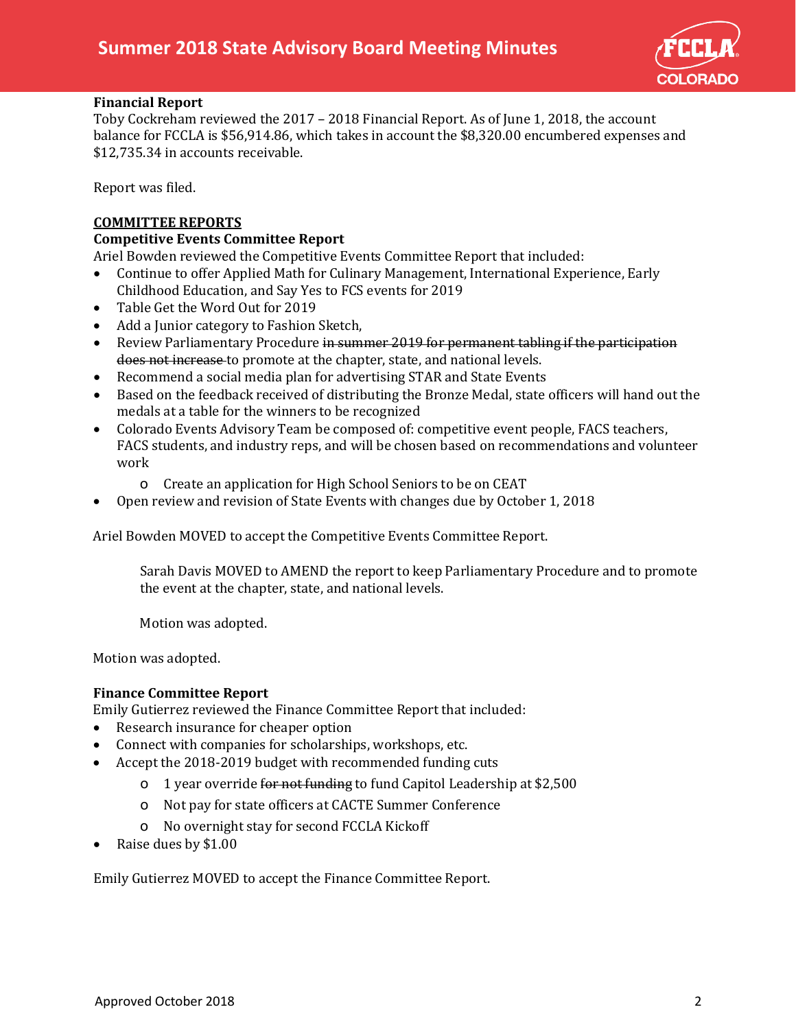**Financial Report**
Toby Cockreham reviewed the 2017 – 2018 Financial Report. As of June 1, 2018, the account balance for FCCLA is $56,914.86, which takes in account the $8,320.00 encumbered expenses and $12,735.34 in accounts receivable.

Report was filed.

**COMMITTEE REPORTS**

**Competitive Events Committee Report**
Ariel Bowden reviewed the Competitive Events Committee Report that included:

- Continue to offer Applied Math for Culinary Management, International Experience, Early Childhood Education, and Say Yes to FCS events for 2019
- Table Get the Word Out for 2019
- Add a Junior category to Fashion Sketch,
- Review Parliamentary Procedure ~~in summer 2019 for permanent tabling if the participation does not increase~~ to promote at the chapter, state, and national levels.
- Recommend a social media plan for advertising STAR and State Events
- Based on the feedback received of distributing the Bronze Medal, state officers will hand out the medals at a table for the winners to be recognized
- Colorado Events Advisory Team be composed of: competitive event people, FACS teachers, FACS students, and industry reps, and will be chosen based on recommendations and volunteer work
  - Create an application for High School Seniors to be on CEAT
- Open review and revision of State Events with changes due by October 1, 2018

Ariel Bowden MOVED to accept the Competitive Events Committee Report.

> Sarah Davis MOVED to AMEND the report to keep Parliamentary Procedure and to promote the event at the chapter, state, and national levels.
>
> Motion was adopted.

Motion was adopted.

**Finance Committee Report**
Emily Gutierrez reviewed the Finance Committee Report that included:

- Research insurance for cheaper option
- Connect with companies for scholarships, workshops, etc.
- Accept the 2018-2019 budget with recommended funding cuts
  - 1 year override ~~for not funding~~ to fund Capitol Leadership at $2,500
  - Not pay for state officers at CACTE Summer Conference
  - No overnight stay for second FCCLA Kickoff
- Raise dues by $1.00

Emily Gutierrez MOVED to accept the Finance Committee Report.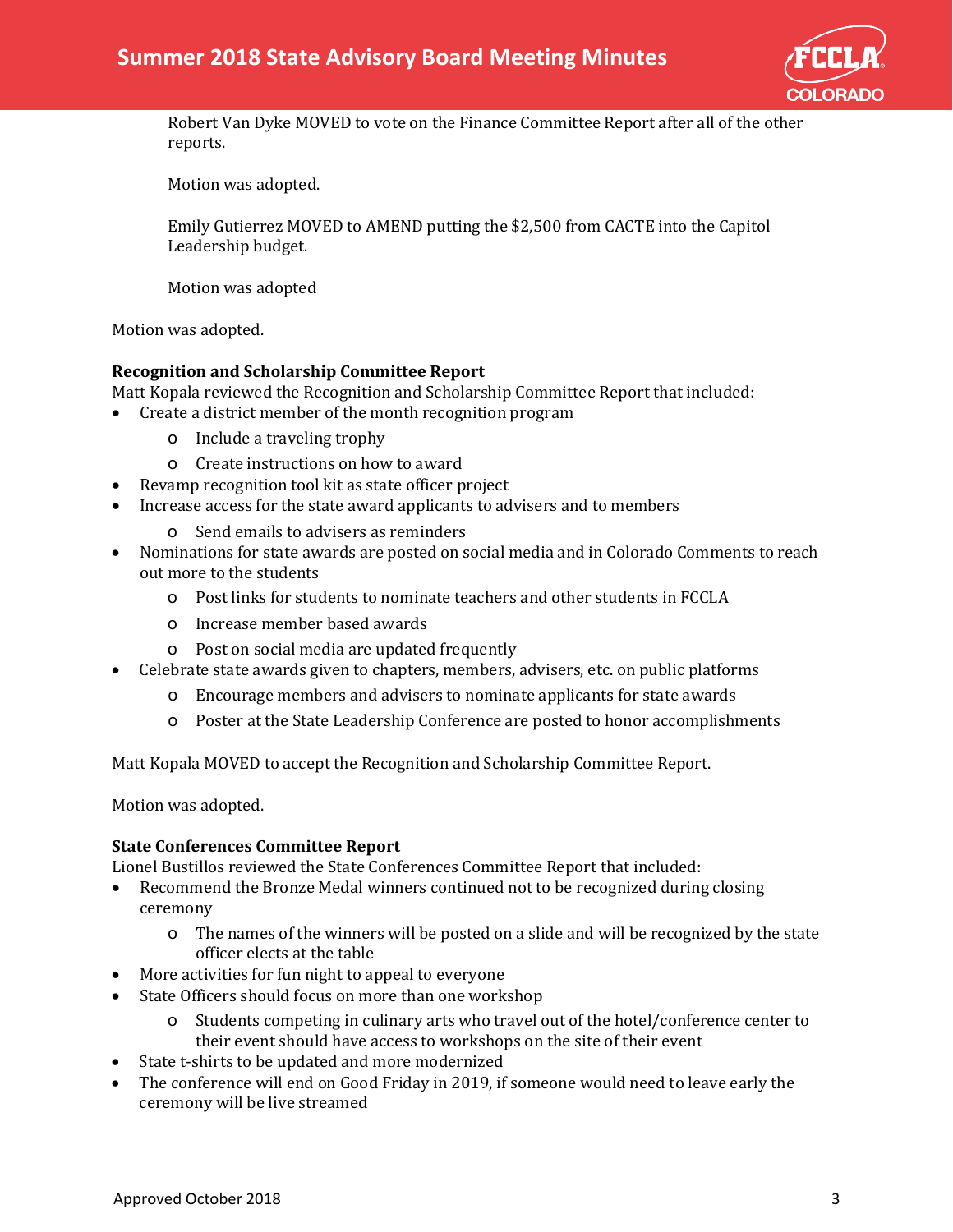Robert Van Dyke MOVED to vote on the Finance Committee Report after all of the other reports.

Motion was adopted.

Emily Gutierrez MOVED to AMEND putting the $2,500 from CACTE into the Capitol Leadership budget.

Motion was adopted

Motion was adopted.

**Recognition and Scholarship Committee Report**
Matt Kopala reviewed the Recognition and Scholarship Committee Report that included:

- Create a district member of the month recognition program
  - Include a traveling trophy
  - Create instructions on how to award
- Revamp recognition tool kit as state officer project
- Increase access for the state award applicants to advisers and to members
  - Send emails to advisers as reminders
- Nominations for state awards are posted on social media and in Colorado Comments to reach out more to the students
  - Post links for students to nominate teachers and other students in FCCLA
  - Increase member based awards
  - Post on social media are updated frequently
- Celebrate state awards given to chapters, members, advisers, etc. on public platforms
  - Encourage members and advisers to nominate applicants for state awards
  - Poster at the State Leadership Conference are posted to honor accomplishments

Matt Kopala MOVED to accept the Recognition and Scholarship Committee Report.

Motion was adopted.

**State Conferences Committee Report**
Lionel Bustillos reviewed the State Conferences Committee Report that included:

- Recommend the Bronze Medal winners continued not to be recognized during closing ceremony
  - The names of the winners will be posted on a slide and will be recognized by the state officer elects at the table
- More activities for fun night to appeal to everyone
- State Officers should focus on more than one workshop
  - Students competing in culinary arts who travel out of the hotel/conference center to their event should have access to workshops on the site of their event
- State t-shirts to be updated and more modernized
- The conference will end on Good Friday in 2019, if someone would need to leave early the ceremony will be live streamed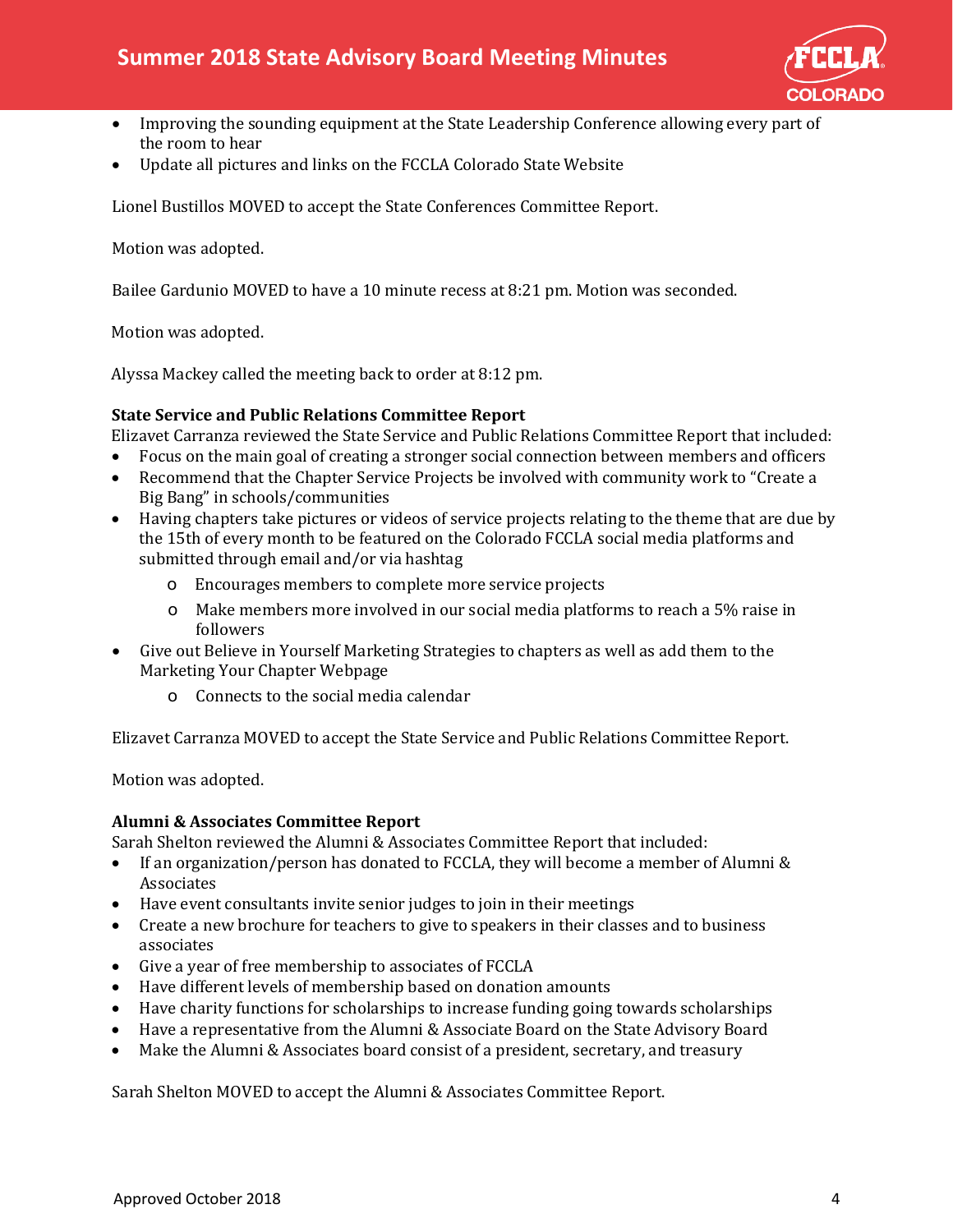- Improving the sounding equipment at the State Leadership Conference allowing every part of the room to hear
- Update all pictures and links on the FCCLA Colorado State Website

Lionel Bustillos MOVED to accept the State Conferences Committee Report.

Motion was adopted.

Bailee Gardunio MOVED to have a 10 minute recess at 8:21 pm. Motion was seconded.

Motion was adopted.

Alyssa Mackey called the meeting back to order at 8:12 pm.

**State Service and Public Relations Committee Report**

Elizavet Carranza reviewed the State Service and Public Relations Committee Report that included:

- Focus on the main goal of creating a stronger social connection between members and officers
- Recommend that the Chapter Service Projects be involved with community work to "Create a Big Bang" in schools/communities
- Having chapters take pictures or videos of service projects relating to the theme that are due by the 15th of every month to be featured on the Colorado FCCLA social media platforms and submitted through email and/or via hashtag
  - Encourages members to complete more service projects
  - Make members more involved in our social media platforms to reach a 5% raise in followers
- Give out Believe in Yourself Marketing Strategies to chapters as well as add them to the Marketing Your Chapter Webpage
  - Connects to the social media calendar

Elizavet Carranza MOVED to accept the State Service and Public Relations Committee Report.

Motion was adopted.

**Alumni & Associates Committee Report**

Sarah Shelton reviewed the Alumni & Associates Committee Report that included:

- If an organization/person has donated to FCCLA, they will become a member of Alumni & Associates
- Have event consultants invite senior judges to join in their meetings
- Create a new brochure for teachers to give to speakers in their classes and to business associates
- Give a year of free membership to associates of FCCLA
- Have different levels of membership based on donation amounts
- Have charity functions for scholarships to increase funding going towards scholarships
- Have a representative from the Alumni & Associate Board on the State Advisory Board
- Make the Alumni & Associates board consist of a president, secretary, and treasury

Sarah Shelton MOVED to accept the Alumni & Associates Committee Report.

Approved October 2018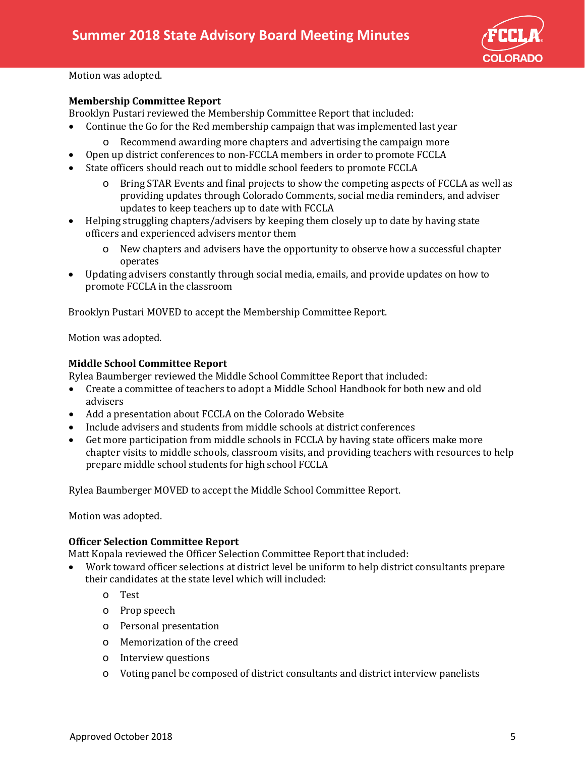Motion was adopted.

**Membership Committee Report**

Brooklyn Pustari reviewed the Membership Committee Report that included:

- Continue the Go for the Red membership campaign that was implemented last year
  - Recommend awarding more chapters and advertising the campaign more
- Open up district conferences to non-FCCLA members in order to promote FCCLA
- State officers should reach out to middle school feeders to promote FCCLA
  - Bring STAR Events and final projects to show the competing aspects of FCCLA as well as providing updates through Colorado Comments, social media reminders, and adviser updates to keep teachers up to date with FCCLA
- Helping struggling chapters/advisers by keeping them closely up to date by having state officers and experienced advisers mentor them
  - New chapters and advisers have the opportunity to observe how a successful chapter operates
- Updating advisers constantly through social media, emails, and provide updates on how to promote FCCLA in the classroom

Brooklyn Pustari MOVED to accept the Membership Committee Report.

Motion was adopted.

**Middle School Committee Report**

Rylea Baumberger reviewed the Middle School Committee Report that included:

- Create a committee of teachers to adopt a Middle School Handbook for both new and old advisers
- Add a presentation about FCCLA on the Colorado Website
- Include advisers and students from middle schools at district conferences
- Get more participation from middle schools in FCCLA by having state officers make more chapter visits to middle schools, classroom visits, and providing teachers with resources to help prepare middle school students for high school FCCLA

Rylea Baumberger MOVED to accept the Middle School Committee Report.

Motion was adopted.

**Officer Selection Committee Report**

Matt Kopala reviewed the Officer Selection Committee Report that included:

- Work toward officer selections at district level be uniform to help district consultants prepare their candidates at the state level which will included:
  - Test
  - Prop speech
  - Personal presentation
  - Memorization of the creed
  - Interview questions
  - Voting panel be composed of district consultants and district interview panelists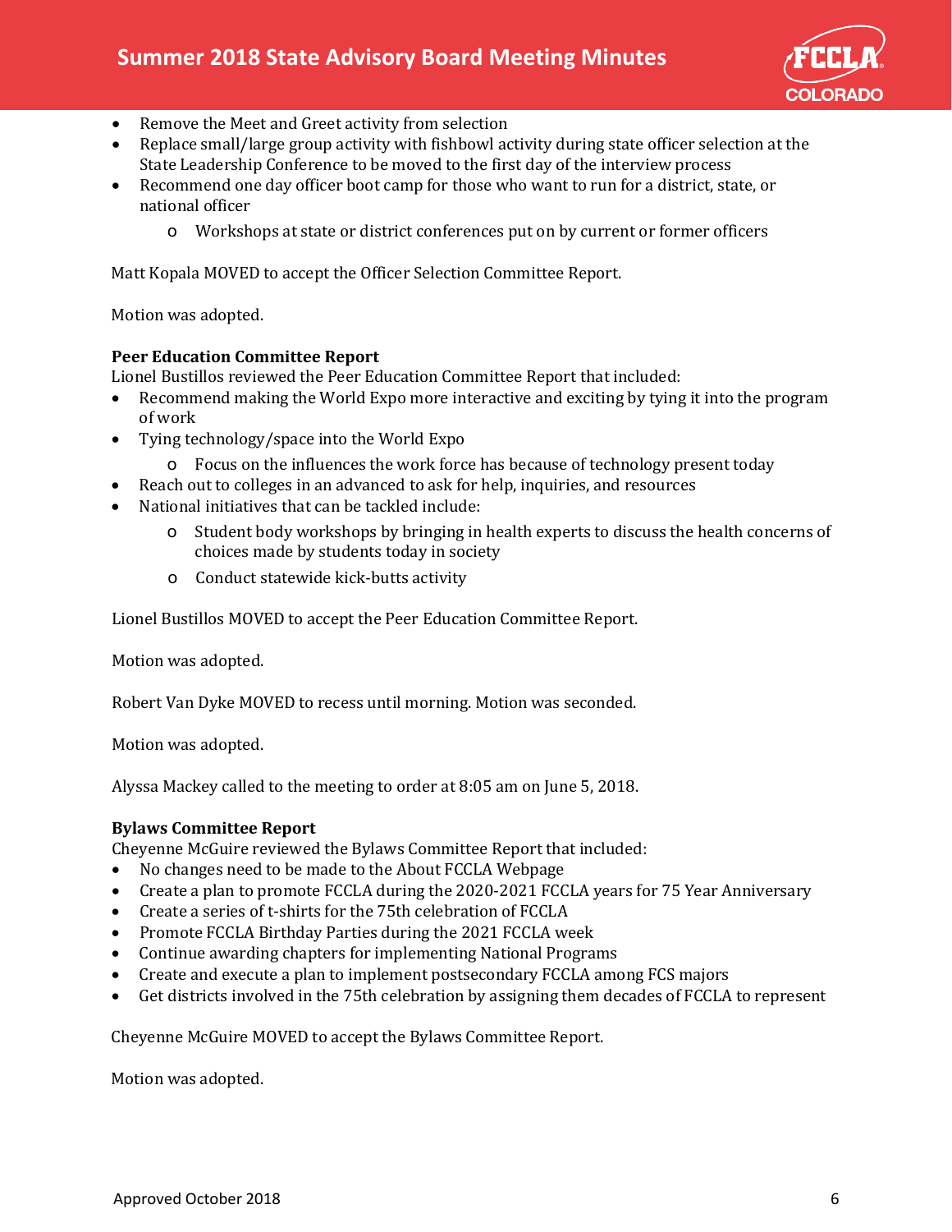- Remove the Meet and Greet activity from selection
- Replace small/large group activity with fishbowl activity during state officer selection at the State Leadership Conference to be moved to the first day of the interview process
- Recommend one day officer boot camp for those who want to run for a district, state, or national officer
    - Workshops at state or district conferences put on by current or former officers

Matt Kopala MOVED to accept the Officer Selection Committee Report.

Motion was adopted.

**Peer Education Committee Report**
Lionel Bustillos reviewed the Peer Education Committee Report that included:

- Recommend making the World Expo more interactive and exciting by tying it into the program of work
- Tying technology/space into the World Expo
    - Focus on the influences the work force has because of technology present today
- Reach out to colleges in an advanced to ask for help, inquiries, and resources
- National initiatives that can be tackled include:
    - Student body workshops by bringing in health experts to discuss the health concerns of choices made by students today in society
    - Conduct statewide kick-butts activity

Lionel Bustillos MOVED to accept the Peer Education Committee Report.

Motion was adopted.

Robert Van Dyke MOVED to recess until morning. Motion was seconded.

Motion was adopted.

Alyssa Mackey called to the meeting to order at 8:05 am on June 5, 2018.

**Bylaws Committee Report**
Cheyenne McGuire reviewed the Bylaws Committee Report that included:

- No changes need to be made to the About FCCLA Webpage
- Create a plan to promote FCCLA during the 2020-2021 FCCLA years for 75 Year Anniversary
- Create a series of t-shirts for the 75th celebration of FCCLA
- Promote FCCLA Birthday Parties during the 2021 FCCLA week
- Continue awarding chapters for implementing National Programs
- Create and execute a plan to implement postsecondary FCCLA among FCS majors
- Get districts involved in the 75th celebration by assigning them decades of FCCLA to represent

Cheyenne McGuire MOVED to accept the Bylaws Committee Report.

Motion was adopted.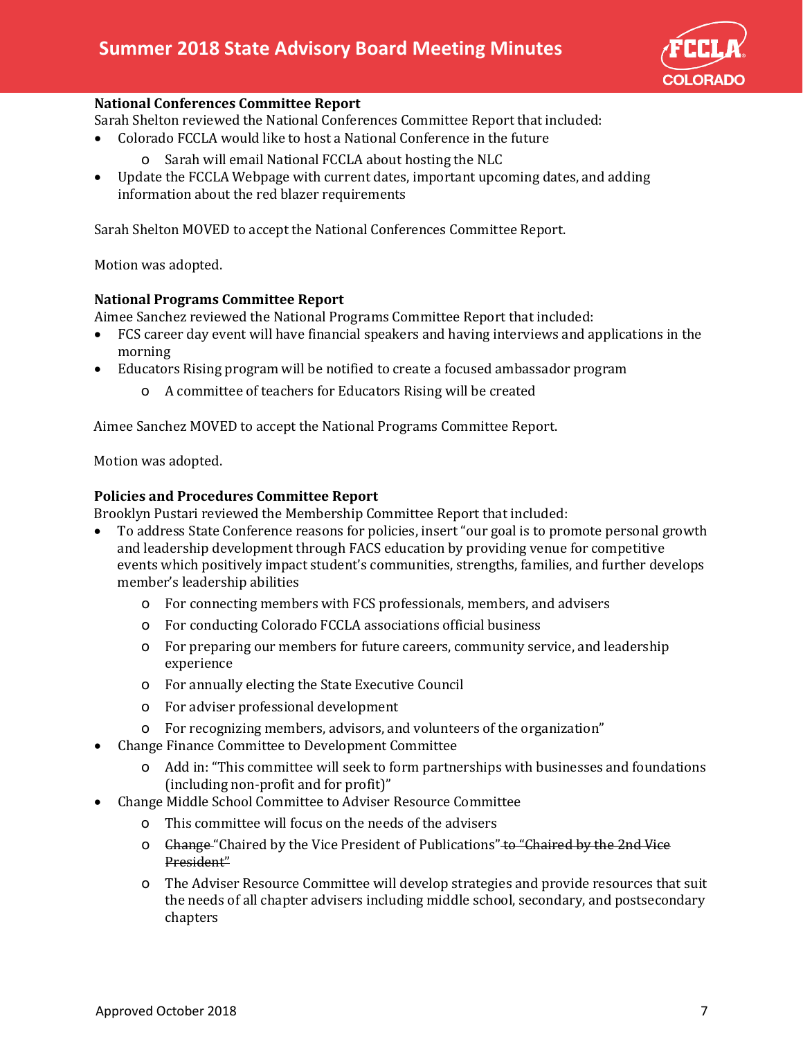**National Conferences Committee Report**

Sarah Shelton reviewed the National Conferences Committee Report that included:

- Colorado FCCLA would like to host a National Conference in the future
    - Sarah will email National FCCLA about hosting the NLC
- Update the FCCLA Webpage with current dates, important upcoming dates, and adding information about the red blazer requirements

Sarah Shelton MOVED to accept the National Conferences Committee Report.

Motion was adopted.

**National Programs Committee Report**

Aimee Sanchez reviewed the National Programs Committee Report that included:

- FCS career day event will have financial speakers and having interviews and applications in the morning
- Educators Rising program will be notified to create a focused ambassador program
    - A committee of teachers for Educators Rising will be created

Aimee Sanchez MOVED to accept the National Programs Committee Report.

Motion was adopted.

**Policies and Procedures Committee Report**

Brooklyn Pustari reviewed the Membership Committee Report that included:

- To address State Conference reasons for policies, insert "our goal is to promote personal growth and leadership development through FACS education by providing venue for competitive events which positively impact student's communities, strengths, families, and further develops member's leadership abilities
    - For connecting members with FCS professionals, members, and advisers
    - For conducting Colorado FCCLA associations official business
    - For preparing our members for future careers, community service, and leadership experience
    - For annually electing the State Executive Council
    - For adviser professional development
    - For recognizing members, advisors, and volunteers of the organization"
- Change Finance Committee to Development Committee
    - Add in: "This committee will seek to form partnerships with businesses and foundations (including non-profit and for profit)"
- Change Middle School Committee to Adviser Resource Committee
    - This committee will focus on the needs of the advisers
    - ~~Change~~ "Chaired by the Vice President of Publications" ~~to "Chaired by the 2nd Vice President"~~
    - The Adviser Resource Committee will develop strategies and provide resources that suit the needs of all chapter advisers including middle school, secondary, and postsecondary chapters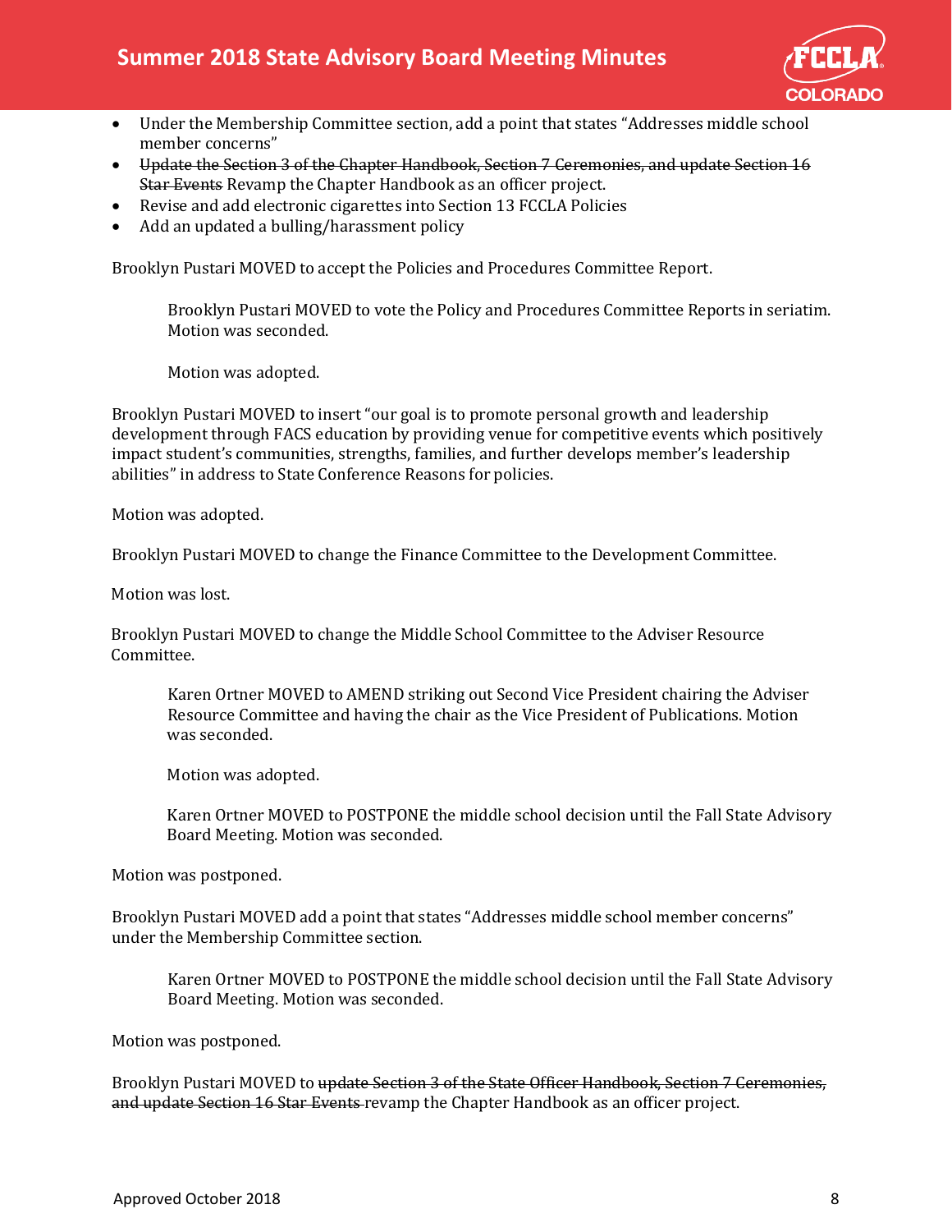- Under the Membership Committee section, add a point that states "Addresses middle school member concerns"
- ~~Update the Section 3 of the Chapter Handbook, Section 7 Ceremonies, and update Section 16 Star Events~~ Revamp the Chapter Handbook as an officer project.
- Revise and add electronic cigarettes into Section 13 FCCLA Policies
- Add an updated a bulling/harassment policy

Brooklyn Pustari MOVED to accept the Policies and Procedures Committee Report.

> Brooklyn Pustari MOVED to vote the Policy and Procedures Committee Reports in seriatim. Motion was seconded.
>
> Motion was adopted.

Brooklyn Pustari MOVED to insert "our goal is to promote personal growth and leadership development through FACS education by providing venue for competitive events which positively impact student's communities, strengths, families, and further develops member's leadership abilities" in address to State Conference Reasons for policies.

Motion was adopted.

Brooklyn Pustari MOVED to change the Finance Committee to the Development Committee.

Motion was lost.

Brooklyn Pustari MOVED to change the Middle School Committee to the Adviser Resource Committee.

> Karen Ortner MOVED to AMEND striking out Second Vice President chairing the Adviser Resource Committee and having the chair as the Vice President of Publications. Motion was seconded.
>
> Motion was adopted.
>
> Karen Ortner MOVED to POSTPONE the middle school decision until the Fall State Advisory Board Meeting. Motion was seconded.

Motion was postponed.

Brooklyn Pustari MOVED add a point that states "Addresses middle school member concerns" under the Membership Committee section.

> Karen Ortner MOVED to POSTPONE the middle school decision until the Fall State Advisory Board Meeting. Motion was seconded.

Motion was postponed.

Brooklyn Pustari MOVED to ~~update Section 3 of the State Officer Handbook, Section 7 Ceremonies, and update Section 16 Star Events~~ revamp the Chapter Handbook as an officer project.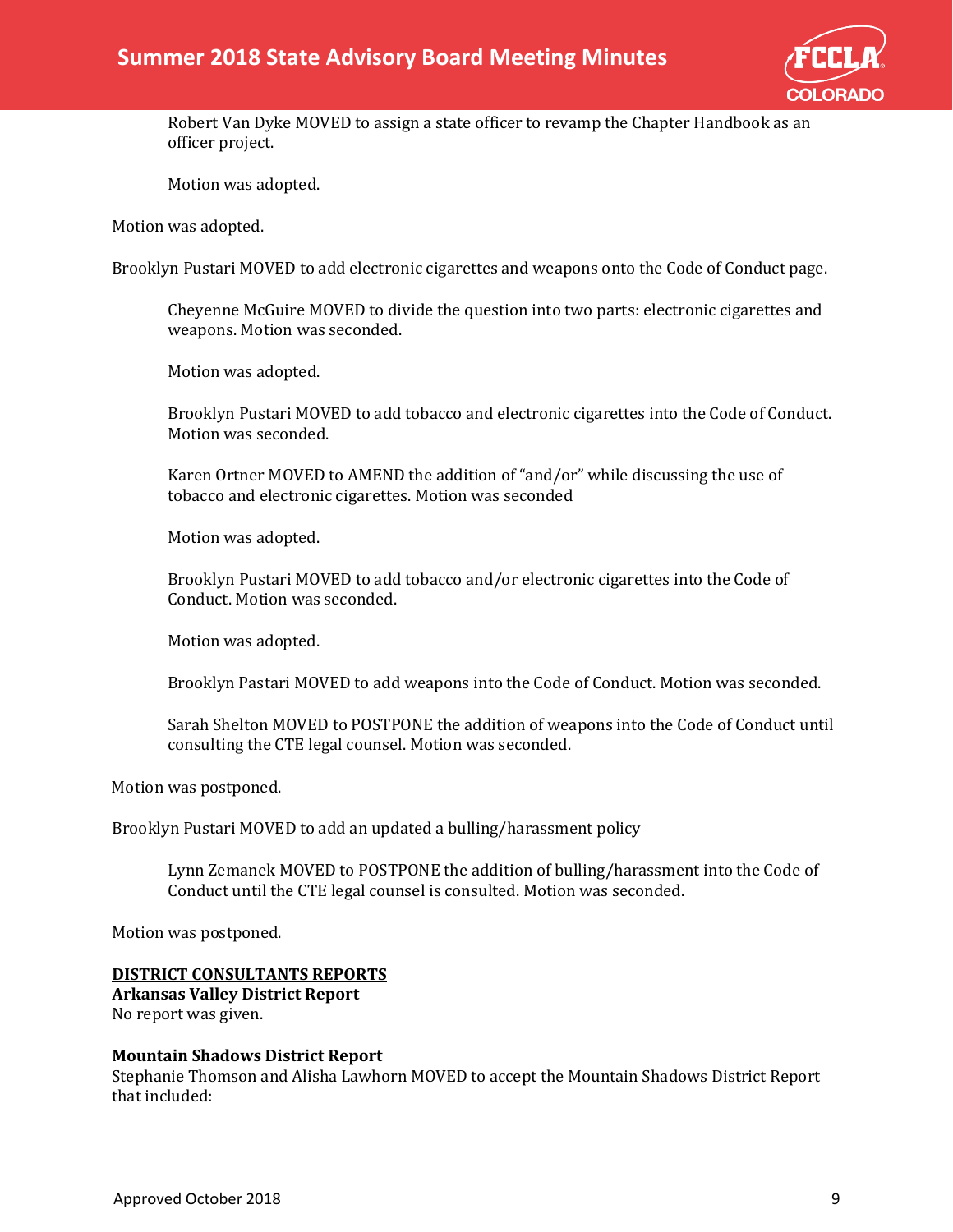Robert Van Dyke MOVED to assign a state officer to revamp the Chapter Handbook as an officer project.

Motion was adopted.

Motion was adopted.

Brooklyn Pustari MOVED to add electronic cigarettes and weapons onto the Code of Conduct page.

Cheyenne McGuire MOVED to divide the question into two parts: electronic cigarettes and weapons. Motion was seconded.

Motion was adopted.

Brooklyn Pustari MOVED to add tobacco and electronic cigarettes into the Code of Conduct. Motion was seconded.

Karen Ortner MOVED to AMEND the addition of "and/or" while discussing the use of tobacco and electronic cigarettes. Motion was seconded

Motion was adopted.

Brooklyn Pustari MOVED to add tobacco and/or electronic cigarettes into the Code of Conduct. Motion was seconded.

Motion was adopted.

Brooklyn Pastari MOVED to add weapons into the Code of Conduct. Motion was seconded.

Sarah Shelton MOVED to POSTPONE the addition of weapons into the Code of Conduct until consulting the CTE legal counsel. Motion was seconded.

Motion was postponed.

Brooklyn Pustari MOVED to add an updated a bulling/harassment policy

Lynn Zemanek MOVED to POSTPONE the addition of bulling/harassment into the Code of Conduct until the CTE legal counsel is consulted. Motion was seconded.

Motion was postponed.

## DISTRICT CONSULTANTS REPORTS

**Arkansas Valley District Report**

No report was given.

**Mountain Shadows District Report**

Stephanie Thomson and Alisha Lawhorn MOVED to accept the Mountain Shadows District Report that included: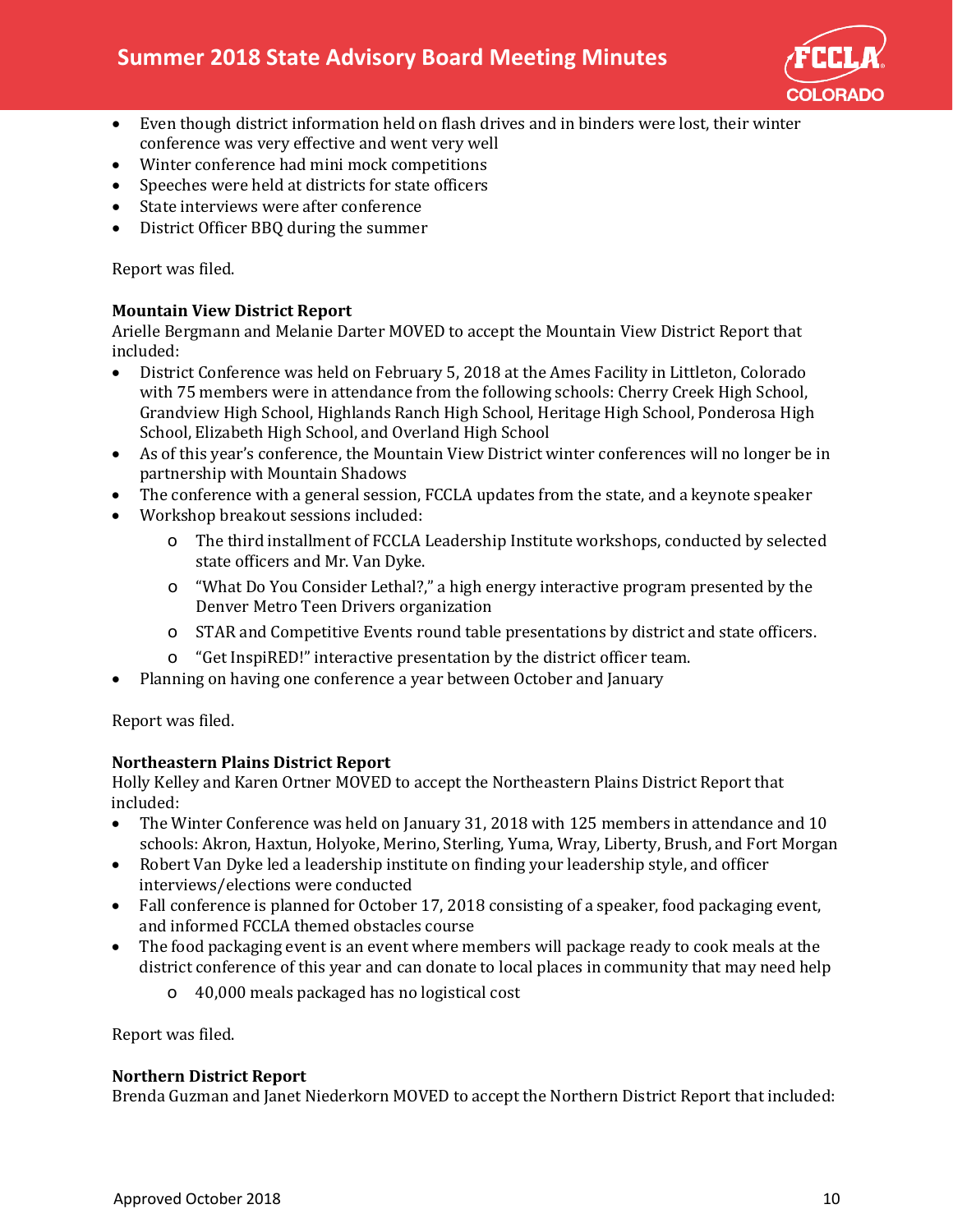- Even though district information held on flash drives and in binders were lost, their winter conference was very effective and went very well
- Winter conference had mini mock competitions
- Speeches were held at districts for state officers
- State interviews were after conference
- District Officer BBQ during the summer

Report was filed.

**Mountain View District Report**
Arielle Bergmann and Melanie Darter MOVED to accept the Mountain View District Report that included:

- District Conference was held on February 5, 2018 at the Ames Facility in Littleton, Colorado with 75 members were in attendance from the following schools: Cherry Creek High School, Grandview High School, Highlands Ranch High School, Heritage High School, Ponderosa High School, Elizabeth High School, and Overland High School
- As of this year's conference, the Mountain View District winter conferences will no longer be in partnership with Mountain Shadows
- The conference with a general session, FCCLA updates from the state, and a keynote speaker
- Workshop breakout sessions included:
  - The third installment of FCCLA Leadership Institute workshops, conducted by selected state officers and Mr. Van Dyke.
  - "What Do You Consider Lethal?," a high energy interactive program presented by the Denver Metro Teen Drivers organization
  - STAR and Competitive Events round table presentations by district and state officers.
  - "Get InspiRED!" interactive presentation by the district officer team.
- Planning on having one conference a year between October and January

Report was filed.

**Northeastern Plains District Report**
Holly Kelley and Karen Ortner MOVED to accept the Northeastern Plains District Report that included:

- The Winter Conference was held on January 31, 2018 with 125 members in attendance and 10 schools: Akron, Haxtun, Holyoke, Merino, Sterling, Yuma, Wray, Liberty, Brush, and Fort Morgan
- Robert Van Dyke led a leadership institute on finding your leadership style, and officer interviews/elections were conducted
- Fall conference is planned for October 17, 2018 consisting of a speaker, food packaging event, and informed FCCLA themed obstacles course
- The food packaging event is an event where members will package ready to cook meals at the district conference of this year and can donate to local places in community that may need help
  - 40,000 meals packaged has no logistical cost

Report was filed.

**Northern District Report**
Brenda Guzman and Janet Niederkorn MOVED to accept the Northern District Report that included: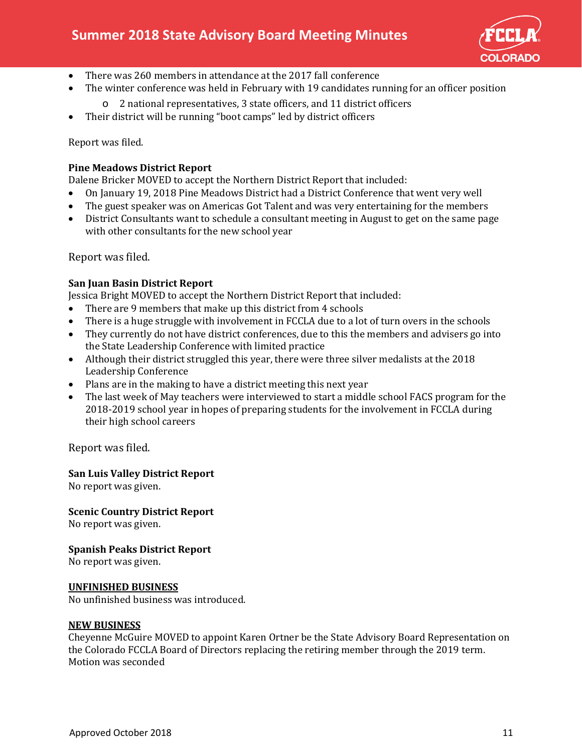- There was 260 members in attendance at the 2017 fall conference
- The winter conference was held in February with 19 candidates running for an officer position
  - 2 national representatives, 3 state officers, and 11 district officers
- Their district will be running "boot camps" led by district officers

Report was filed.

**Pine Meadows District Report**
Dalene Bricker MOVED to accept the Northern District Report that included:

- On January 19, 2018 Pine Meadows District had a District Conference that went very well
- The guest speaker was on Americas Got Talent and was very entertaining for the members
- District Consultants want to schedule a consultant meeting in August to get on the same page with other consultants for the new school year

Report was filed.

**San Juan Basin District Report**
Jessica Bright MOVED to accept the Northern District Report that included:

- There are 9 members that make up this district from 4 schools
- There is a huge struggle with involvement in FCCLA due to a lot of turn overs in the schools
- They currently do not have district conferences, due to this the members and advisers go into the State Leadership Conference with limited practice
- Although their district struggled this year, there were three silver medalists at the 2018 Leadership Conference
- Plans are in the making to have a district meeting this next year
- The last week of May teachers were interviewed to start a middle school FACS program for the 2018-2019 school year in hopes of preparing students for the involvement in FCCLA during their high school careers

Report was filed.

**San Luis Valley District Report**
No report was given.

**Scenic Country District Report**
No report was given.

**Spanish Peaks District Report**
No report was given.

**UNFINISHED BUSINESS**
No unfinished business was introduced.

**NEW BUSINESS**
Cheyenne McGuire MOVED to appoint Karen Ortner be the State Advisory Board Representation on the Colorado FCCLA Board of Directors replacing the retiring member through the 2019 term.
Motion was seconded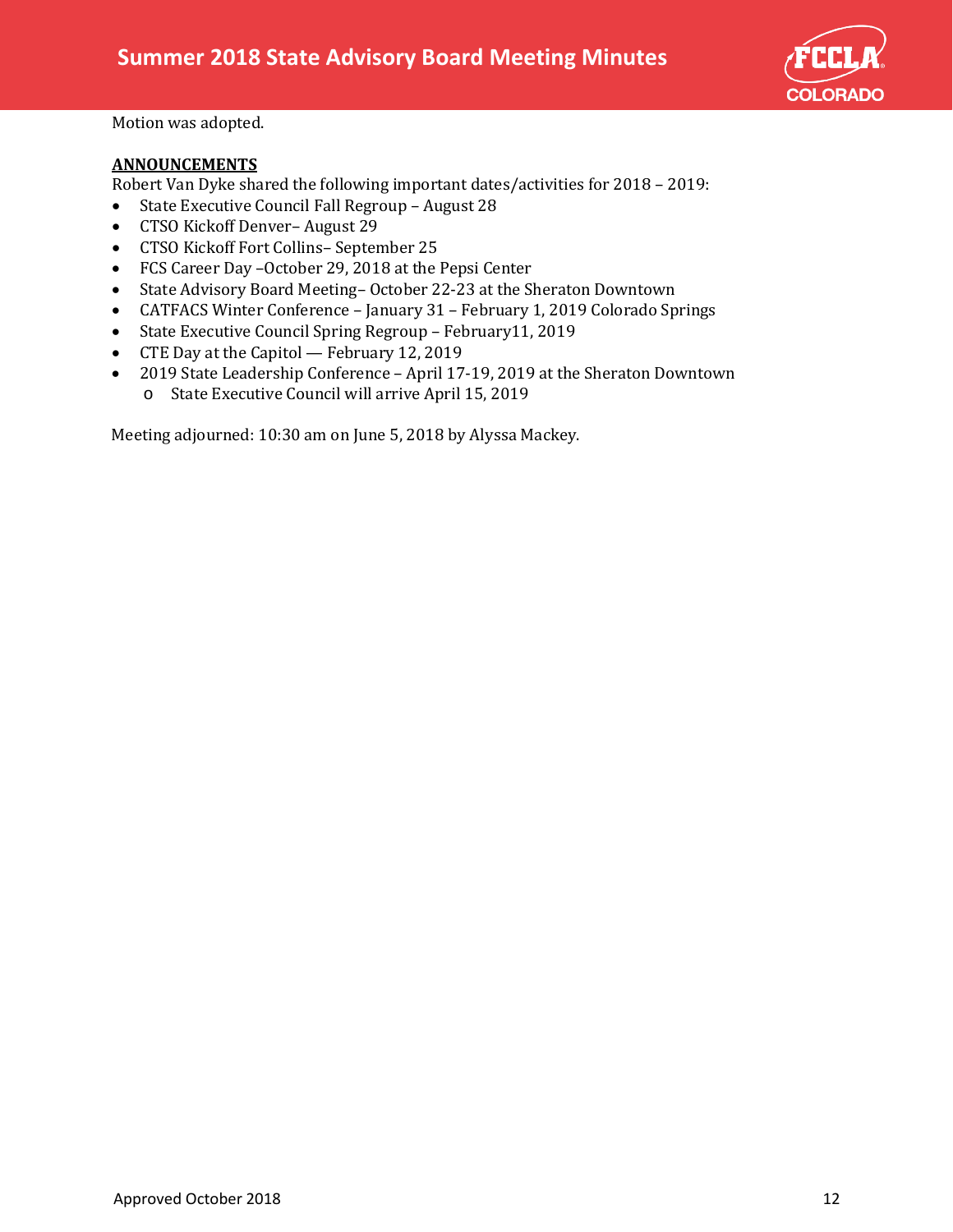Motion was adopted.

**ANNOUNCEMENTS**

Robert Van Dyke shared the following important dates/activities for 2018 – 2019:

- State Executive Council Fall Regroup – August 28
- CTSO Kickoff Denver– August 29
- CTSO Kickoff Fort Collins– September 25
- FCS Career Day –October 29, 2018 at the Pepsi Center
- State Advisory Board Meeting– October 22-23 at the Sheraton Downtown
- CATFACS Winter Conference – January 31 – February 1, 2019 Colorado Springs
- State Executive Council Spring Regroup – February11, 2019
- CTE Day at the Capitol — February 12, 2019
- 2019 State Leadership Conference – April 17-19, 2019 at the Sheraton Downtown
  - State Executive Council will arrive April 15, 2019

Meeting adjourned: 10:30 am on June 5, 2018 by Alyssa Mackey.

Approved October 2018